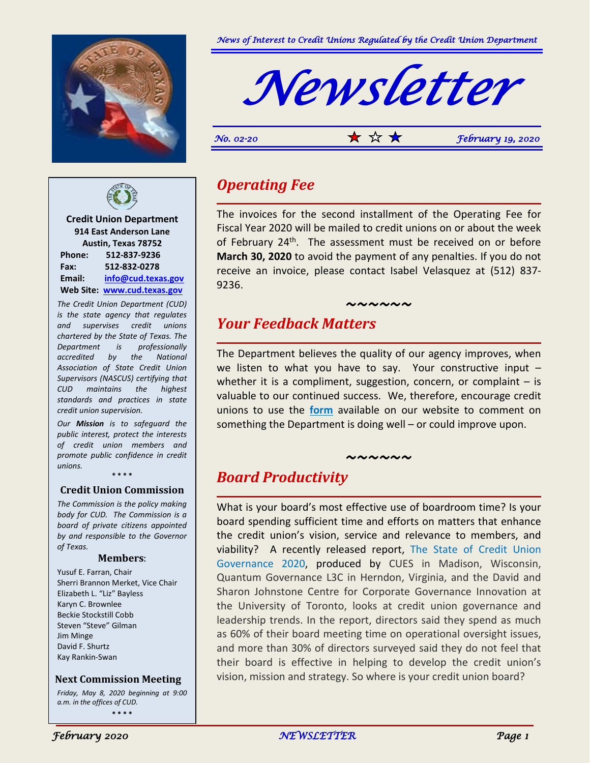*News of Interest to Credit Unions Regulated by the Credit Union Department*

# Newsletter

*No. 02-20* ★ ☆ ★ *February 19, 2020*

## Operating Fee

The invoices for the second installment of the Operating Fee for Fiscal Year 2020 will be mailed to credit unions on or about the week of February 24th. The assessment must be received on or before **March 30, 2020** to avoid the payment of any penalties. If you do not receive an invoice, please contact Isabel Velasquez at (512) 837-9236.

~~~~~~

## Your Feedback Matters

The Department believes the quality of our agency improves, when we listen to what you have to say. Your constructive input – whether it is a compliment, suggestion, concern, or complaint – is valuable to our continued success. We, therefore, encourage credit unions to use the **form** available on our website to comment on something the Department is doing well – or could improve upon.

~~~~~~

## Board Productivity

What is your board's most effective use of boardroom time? Is your board spending sufficient time and efforts on matters that enhance the credit union's vision, service and relevance to members, and viability? A recently released report, The State of Credit Union Governance 2020, produced by CUES in Madison, Wisconsin, Quantum Governance L3C in Herndon, Virginia, and the David and Sharon Johnstone Centre for Corporate Governance Innovation at the University of Toronto, looks at credit union governance and leadership trends. In the report, directors said they spend as much as 60% of their board meeting time on operational oversight issues, and more than 30% of directors surveyed said they do not feel that their board is effective in helping to develop the credit union's vision, mission and strategy. So where is your credit union board?

---

**Credit Union Department**
**914 East Anderson Lane**
**Austin, Texas 78752**

| | |
|---|---|
| **Phone:** | **512-837-9236** |
| **Fax:** | **512-832-0278** |
| **Email:** | **info@cud.texas.gov** |
| **Web Site:** | **www.cud.texas.gov** |

*The Credit Union Department (CUD) is the state agency that regulates and supervises credit unions chartered by the State of Texas. The Department is professionally accredited by the National Association of State Credit Union Supervisors (NASCUS) certifying that CUD maintains the highest standards and practices in state credit union supervision.*

*Our **Mission** is to safeguard the public interest, protect the interests of credit union members and promote public confidence in credit unions.*

\* \* \* \*

### Credit Union Commission

*The Commission is the policy making body for CUD. The Commission is a board of private citizens appointed by and responsible to the Governor of Texas.*

**Members**:

Yusuf E. Farran, Chair
Sherri Brannon Merket, Vice Chair
Elizabeth L. "Liz" Bayless
Karyn C. Brownlee
Beckie Stockstill Cobb
Steven "Steve" Gilman
Jim Minge
David F. Shurtz
Kay Rankin-Swan

### Next Commission Meeting

*Friday, May 8, 2020 beginning at 9:00 a.m. in the offices of CUD.*

\* \* \* \*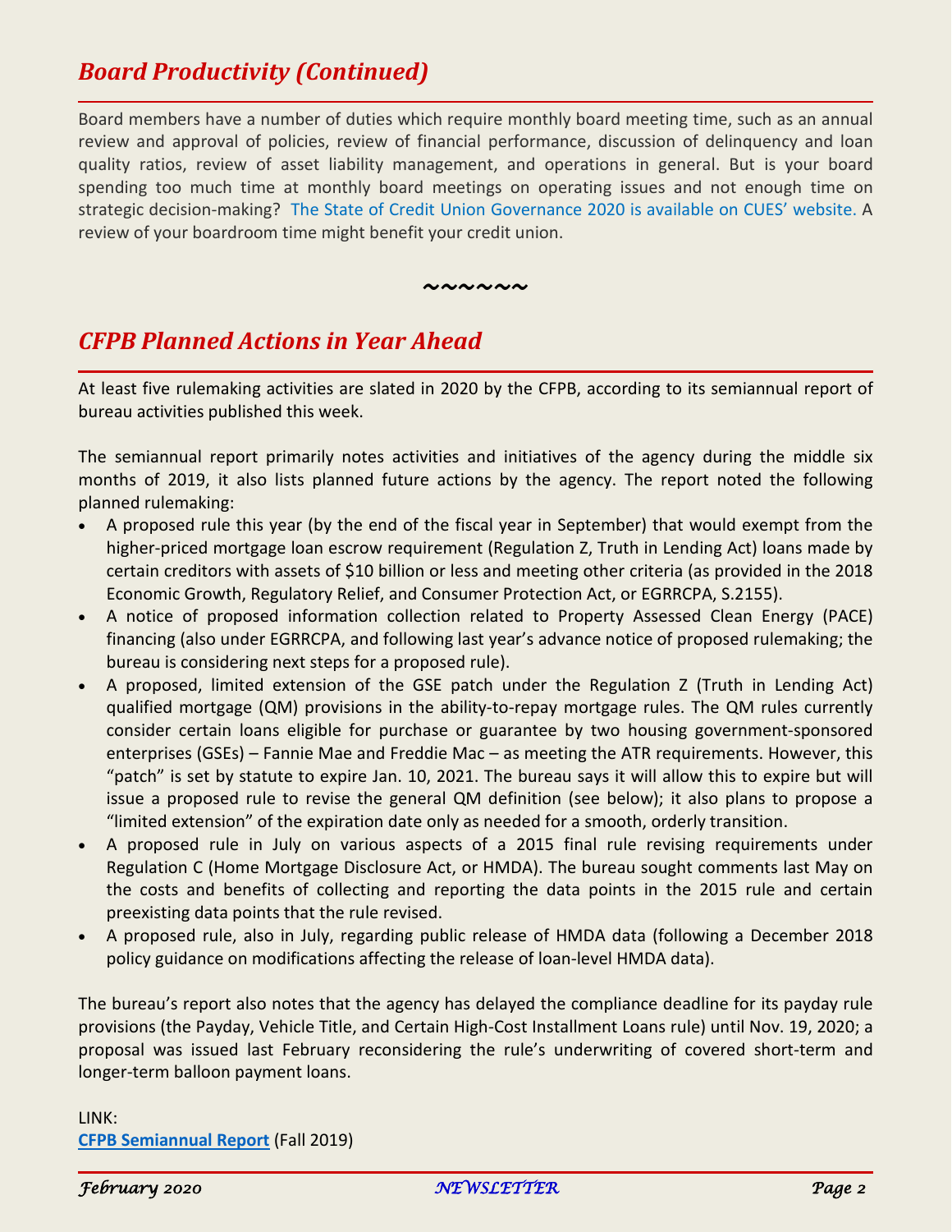## *Board Productivity (Continued)*

Board members have a number of duties which require monthly board meeting time, such as an annual review and approval of policies, review of financial performance, discussion of delinquency and loan quality ratios, review of asset liability management, and operations in general. But is your board spending too much time at monthly board meetings on operating issues and not enough time on strategic decision-making? The State of Credit Union Governance 2020 is available on CUES' website. A review of your boardroom time might benefit your credit union.

~~~~~~

## *CFPB Planned Actions in Year Ahead*

At least five rulemaking activities are slated in 2020 by the CFPB, according to its semiannual report of bureau activities published this week.

The semiannual report primarily notes activities and initiatives of the agency during the middle six months of 2019, it also lists planned future actions by the agency. The report noted the following planned rulemaking:

- A proposed rule this year (by the end of the fiscal year in September) that would exempt from the higher-priced mortgage loan escrow requirement (Regulation Z, Truth in Lending Act) loans made by certain creditors with assets of $10 billion or less and meeting other criteria (as provided in the 2018 Economic Growth, Regulatory Relief, and Consumer Protection Act, or EGRRCPA, S.2155).
- A notice of proposed information collection related to Property Assessed Clean Energy (PACE) financing (also under EGRRCPA, and following last year's advance notice of proposed rulemaking; the bureau is considering next steps for a proposed rule).
- A proposed, limited extension of the GSE patch under the Regulation Z (Truth in Lending Act) qualified mortgage (QM) provisions in the ability-to-repay mortgage rules. The QM rules currently consider certain loans eligible for purchase or guarantee by two housing government-sponsored enterprises (GSEs) – Fannie Mae and Freddie Mac – as meeting the ATR requirements. However, this "patch" is set by statute to expire Jan. 10, 2021. The bureau says it will allow this to expire but will issue a proposed rule to revise the general QM definition (see below); it also plans to propose a "limited extension" of the expiration date only as needed for a smooth, orderly transition.
- A proposed rule in July on various aspects of a 2015 final rule revising requirements under Regulation C (Home Mortgage Disclosure Act, or HMDA). The bureau sought comments last May on the costs and benefits of collecting and reporting the data points in the 2015 rule and certain preexisting data points that the rule revised.
- A proposed rule, also in July, regarding public release of HMDA data (following a December 2018 policy guidance on modifications affecting the release of loan-level HMDA data).

The bureau's report also notes that the agency has delayed the compliance deadline for its payday rule provisions (the Payday, Vehicle Title, and Certain High-Cost Installment Loans rule) until Nov. 19, 2020; a proposal was issued last February reconsidering the rule's underwriting of covered short-term and longer-term balloon payment loans.

LINK:
**CFPB Semiannual Report** (Fall 2019)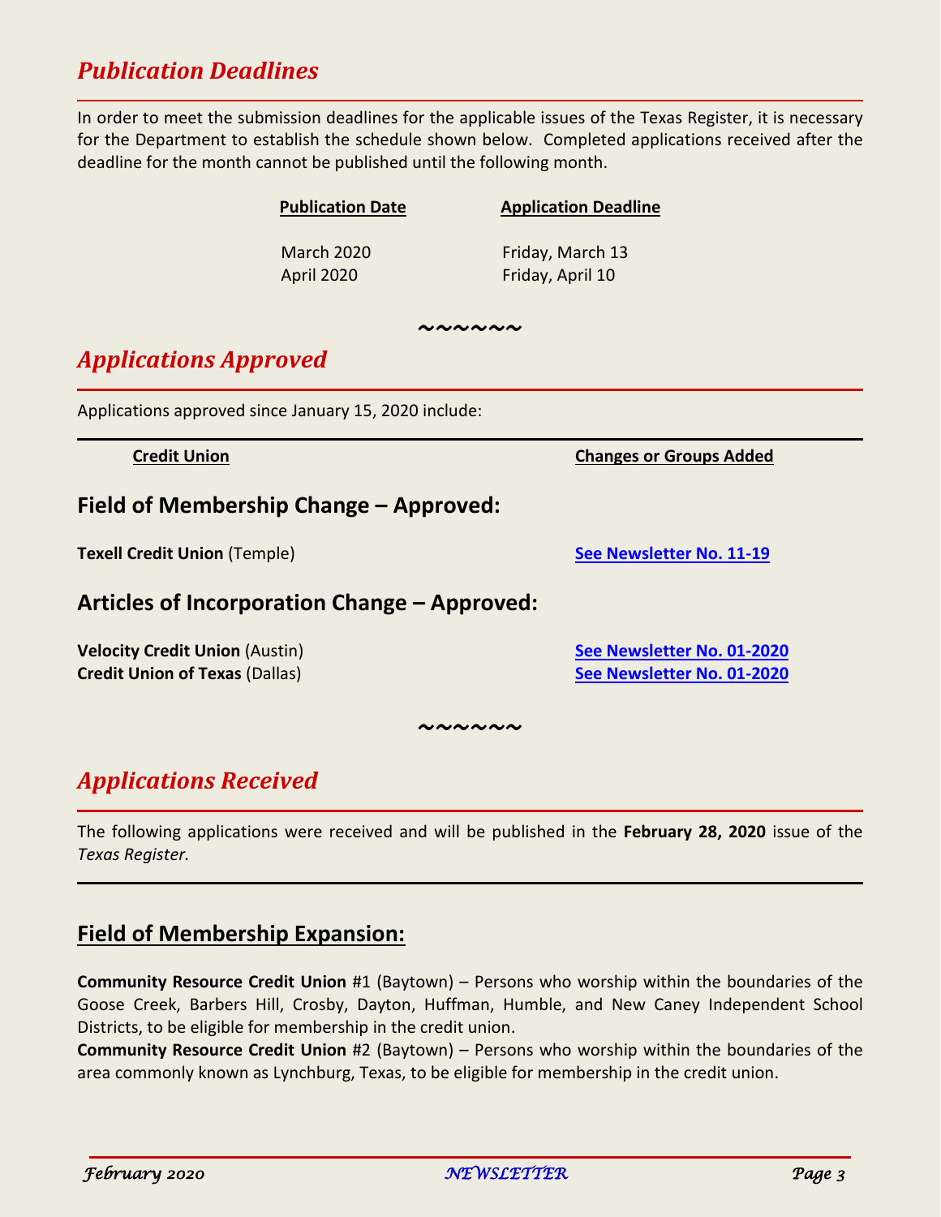## *Publication Deadlines*

In order to meet the submission deadlines for the applicable issues of the Texas Register, it is necessary for the Department to establish the schedule shown below. Completed applications received after the deadline for the month cannot be published until the following month.

| Publication Date | Application Deadline |
|---|---|
| March 2020 | Friday, March 13 |
| April 2020 | Friday, April 10 |

~~~~~~

## *Applications Approved*

Applications approved since January 15, 2020 include:

| Credit Union | Changes or Groups Added |
|---|---|

### Field of Membership Change – Approved:

| | |
|---|---|
| **Texell Credit Union** (Temple) | See Newsletter No. 11-19 |

### Articles of Incorporation Change – Approved:

| | |
|---|---|
| **Velocity Credit Union** (Austin) | See Newsletter No. 01-2020 |
| **Credit Union of Texas** (Dallas) | See Newsletter No. 01-2020 |

~~~~~~

## *Applications Received*

The following applications were received and will be published in the **February 28, 2020** issue of the *Texas Register.*

### Field of Membership Expansion:

**Community Resource Credit Union** #1 (Baytown) – Persons who worship within the boundaries of the Goose Creek, Barbers Hill, Crosby, Dayton, Huffman, Humble, and New Caney Independent School Districts, to be eligible for membership in the credit union.

**Community Resource Credit Union** #2 (Baytown) – Persons who worship within the boundaries of the area commonly known as Lynchburg, Texas, to be eligible for membership in the credit union.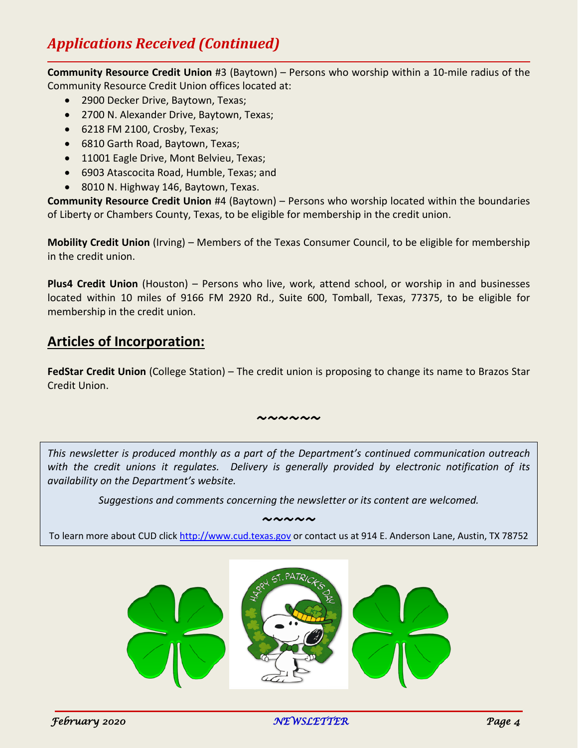## *Applications Received (Continued)*

**Community Resource Credit Union** #3 (Baytown) – Persons who worship within a 10-mile radius of the Community Resource Credit Union offices located at:

- 2900 Decker Drive, Baytown, Texas;
- 2700 N. Alexander Drive, Baytown, Texas;
- 6218 FM 2100, Crosby, Texas;
- 6810 Garth Road, Baytown, Texas;
- 11001 Eagle Drive, Mont Belvieu, Texas;
- 6903 Atascocita Road, Humble, Texas; and
- 8010 N. Highway 146, Baytown, Texas.

**Community Resource Credit Union** #4 (Baytown) – Persons who worship located within the boundaries of Liberty or Chambers County, Texas, to be eligible for membership in the credit union.

**Mobility Credit Union** (Irving) – Members of the Texas Consumer Council, to be eligible for membership in the credit union.

**Plus4 Credit Union** (Houston) – Persons who live, work, attend school, or worship in and businesses located within 10 miles of 9166 FM 2920 Rd., Suite 600, Tomball, Texas, 77375, to be eligible for membership in the credit union.

## Articles of Incorporation:

**FedStar Credit Union** (College Station) – The credit union is proposing to change its name to Brazos Star Credit Union.

~~~~~~

*This newsletter is produced monthly as a part of the Department's continued communication outreach with the credit unions it regulates. Delivery is generally provided by electronic notification of its availability on the Department's website.*

*Suggestions and comments concerning the newsletter or its content are welcomed.*

~~~~~

To learn more about CUD click http://www.cud.texas.gov or contact us at 914 E. Anderson Lane, Austin, TX 78752